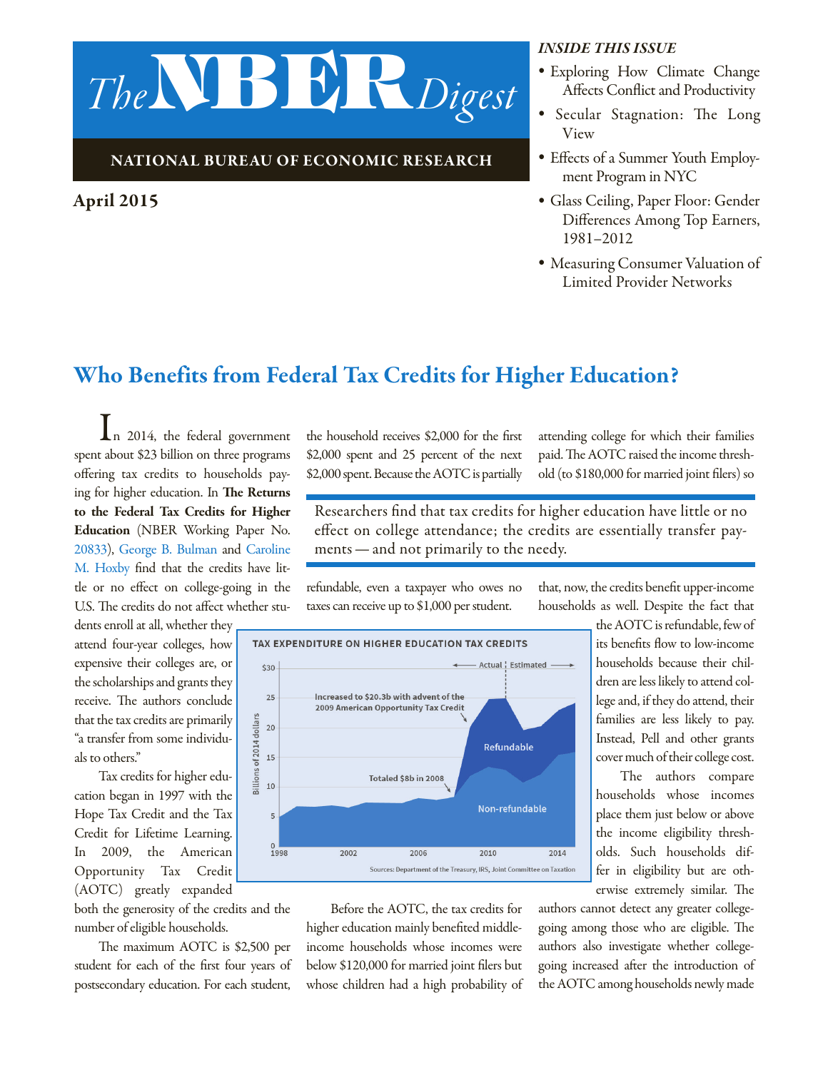# The NBER Digest

**NATIONAL BUREAU OF ECONOMIC RESEARCH**

**April 2015**

***INSIDE THIS ISSUE***

- Exploring How Climate Change Affects Conflict and Productivity
- Secular Stagnation: The Long View
- Effects of a Summer Youth Employment Program in NYC
- Glass Ceiling, Paper Floor: Gender Differences Among Top Earners, 1981–2012
- Measuring Consumer Valuation of Limited Provider Networks

## Who Benefits from Federal Tax Credits for Higher Education?

In 2014, the federal government spent about $23 billion on three programs offering tax credits to households paying for higher education. In **The Returns to the Federal Tax Credits for Higher Education** (NBER Working Paper No. 20833), George B. Bulman and Caroline M. Hoxby find that the credits have little or no effect on college-going in the U.S. The credits do not affect whether students enroll at all, whether they attend four-year colleges, how expensive their colleges are, or the scholarships and grants they receive. The authors conclude that the tax credits are primarily "a transfer from some individuals to others."

Tax credits for higher education began in 1997 with the Hope Tax Credit and the Tax Credit for Lifetime Learning. In 2009, the American Opportunity Tax Credit (AOTC) greatly expanded both the generosity of the credits and the number of eligible households.

The maximum AOTC is $2,500 per student for each of the first four years of postsecondary education. For each student, the household receives $2,000 for the first $2,000 spent and 25 percent of the next $2,000 spent. Because the AOTC is partially refundable, even a taxpayer who owes no taxes can receive up to $1,000 per student.

> Researchers find that tax credits for higher education have little or no effect on college attendance; the credits are essentially transfer payments — and not primarily to the needy.

**TAX EXPENDITURE ON HIGHER EDUCATION TAX CREDITS**

Sources: Department of the Treasury, IRS, Joint Committee on Taxation

Before the AOTC, the tax credits for higher education mainly benefited middle-income households whose incomes were below $120,000 for married joint filers but whose children had a high probability of attending college for which their families paid. The AOTC raised the income threshold (to $180,000 for married joint filers) so that, now, the credits benefit upper-income households as well. Despite the fact that the AOTC is refundable, few of its benefits flow to low-income households because their children are less likely to attend college and, if they do attend, their families are less likely to pay. Instead, Pell and other grants cover much of their college cost.

The authors compare households whose incomes place them just below or above the income eligibility thresholds. Such households differ in eligibility but are otherwise extremely similar. The authors cannot detect any greater college-going among those who are eligible. The authors also investigate whether college-going increased after the introduction of the AOTC among households newly made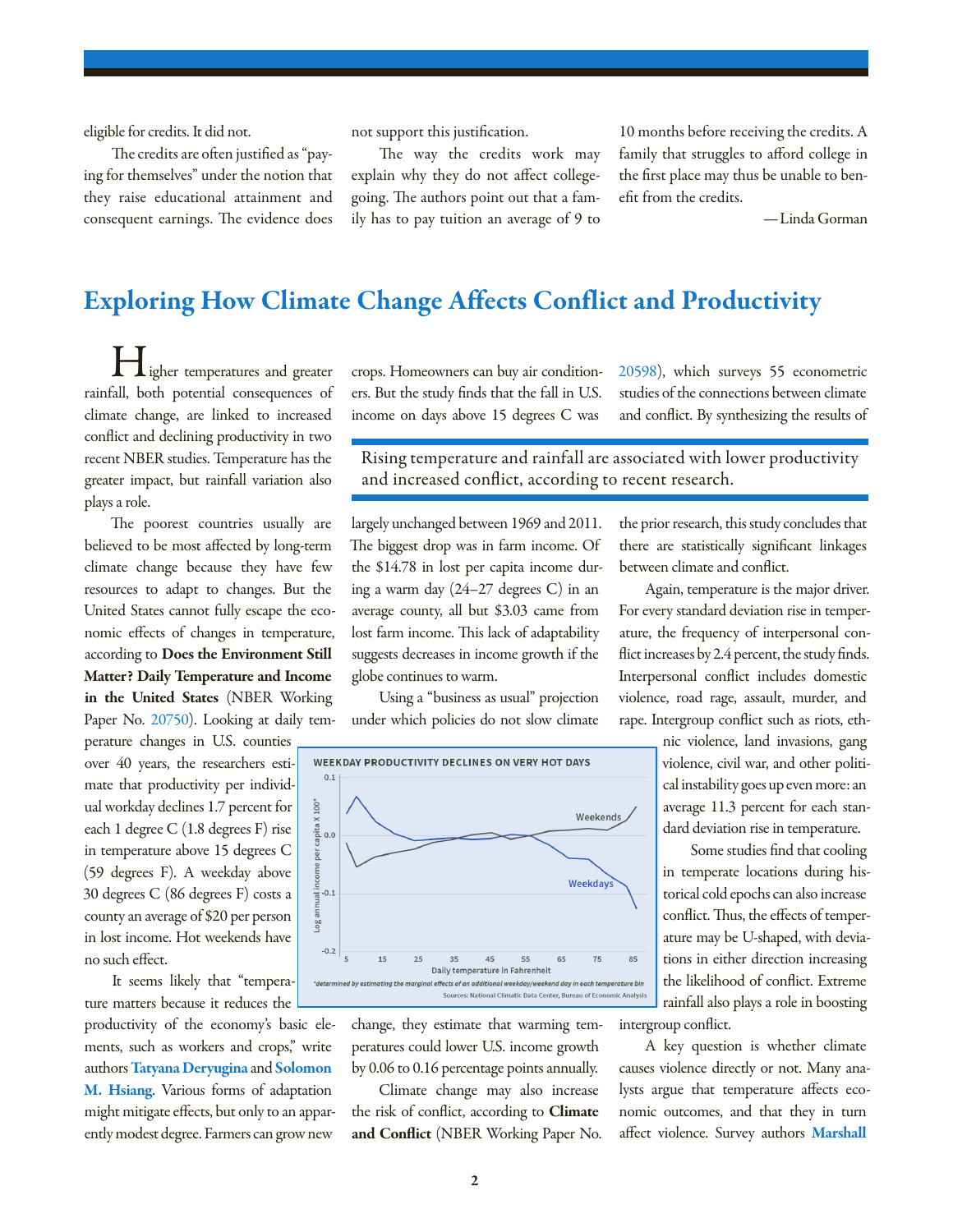eligible for credits. It did not.

The credits are often justified as "paying for themselves" under the notion that they raise educational attainment and consequent earnings. The evidence does not support this justification.

The way the credits work may explain why they do not affect college-going. The authors point out that a family has to pay tuition an average of 9 to 10 months before receiving the credits. A family that struggles to afford college in the first place may thus be unable to benefit from the credits.

—Linda Gorman

## Exploring How Climate Change Affects Conflict and Productivity

Higher temperatures and greater rainfall, both potential consequences of climate change, are linked to increased conflict and declining productivity in two recent NBER studies. Temperature has the greater impact, but rainfall variation also plays a role.

The poorest countries usually are believed to be most affected by long-term climate change because they have few resources to adapt to changes. But the United States cannot fully escape the economic effects of changes in temperature, according to **Does the Environment Still Matter? Daily Temperature and Income in the United States** (NBER Working Paper No. 20750). Looking at daily temperature changes in U.S. counties over 40 years, the researchers estimate that productivity per individual workday declines 1.7 percent for each 1 degree C (1.8 degrees F) rise in temperature above 15 degrees C (59 degrees F). A weekday above 30 degrees C (86 degrees F) costs a county an average of $20 per person in lost income. Hot weekends have no such effect.

It seems likely that "temperature matters because it reduces the productivity of the economy's basic elements, such as workers and crops," write authors **Tatyana Deryugina** and **Solomon M. Hsiang**. Various forms of adaptation might mitigate effects, but only to an apparently modest degree. Farmers can grow new crops. Homeowners can buy air conditioners. But the study finds that the fall in U.S. income on days above 15 degrees C was largely unchanged between 1969 and 2011. The biggest drop was in farm income. Of the $14.78 in lost per capita income during a warm day (24–27 degrees C) in an average county, all but $3.03 came from lost farm income. This lack of adaptability suggests decreases in income growth if the globe continues to warm.

> Rising temperature and rainfall are associated with lower productivity and increased conflict, according to recent research.

Using a "business as usual" projection under which policies do not slow climate change, they estimate that warming temperatures could lower U.S. income growth by 0.06 to 0.16 percentage points annually.

**WEEKDAY PRODUCTIVITY DECLINES ON VERY HOT DAYS**

*determined by estimating the marginal effects of an additional weekday/weekend day in each temperature bin

Sources: National Climatic Data Center, Bureau of Economic Analysis

Climate change may also increase the risk of conflict, according to **Climate and Conflict** (NBER Working Paper No. 20598), which surveys 55 econometric studies of the connections between climate and conflict. By synthesizing the results of the prior research, this study concludes that there are statistically significant linkages between climate and conflict.

Again, temperature is the major driver. For every standard deviation rise in temperature, the frequency of interpersonal conflict increases by 2.4 percent, the study finds. Interpersonal conflict includes domestic violence, road rage, assault, murder, and rape. Intergroup conflict such as riots, ethnic violence, land invasions, gang violence, civil war, and other political instability goes up even more: an average 11.3 percent for each standard deviation rise in temperature.

Some studies find that cooling in temperate locations during historical cold epochs can also increase conflict. Thus, the effects of temperature may be U-shaped, with deviations in either direction increasing the likelihood of conflict. Extreme rainfall also plays a role in boosting intergroup conflict.

A key question is whether climate causes violence directly or not. Many analysts argue that temperature affects economic outcomes, and that they in turn affect violence. Survey authors **Marshall**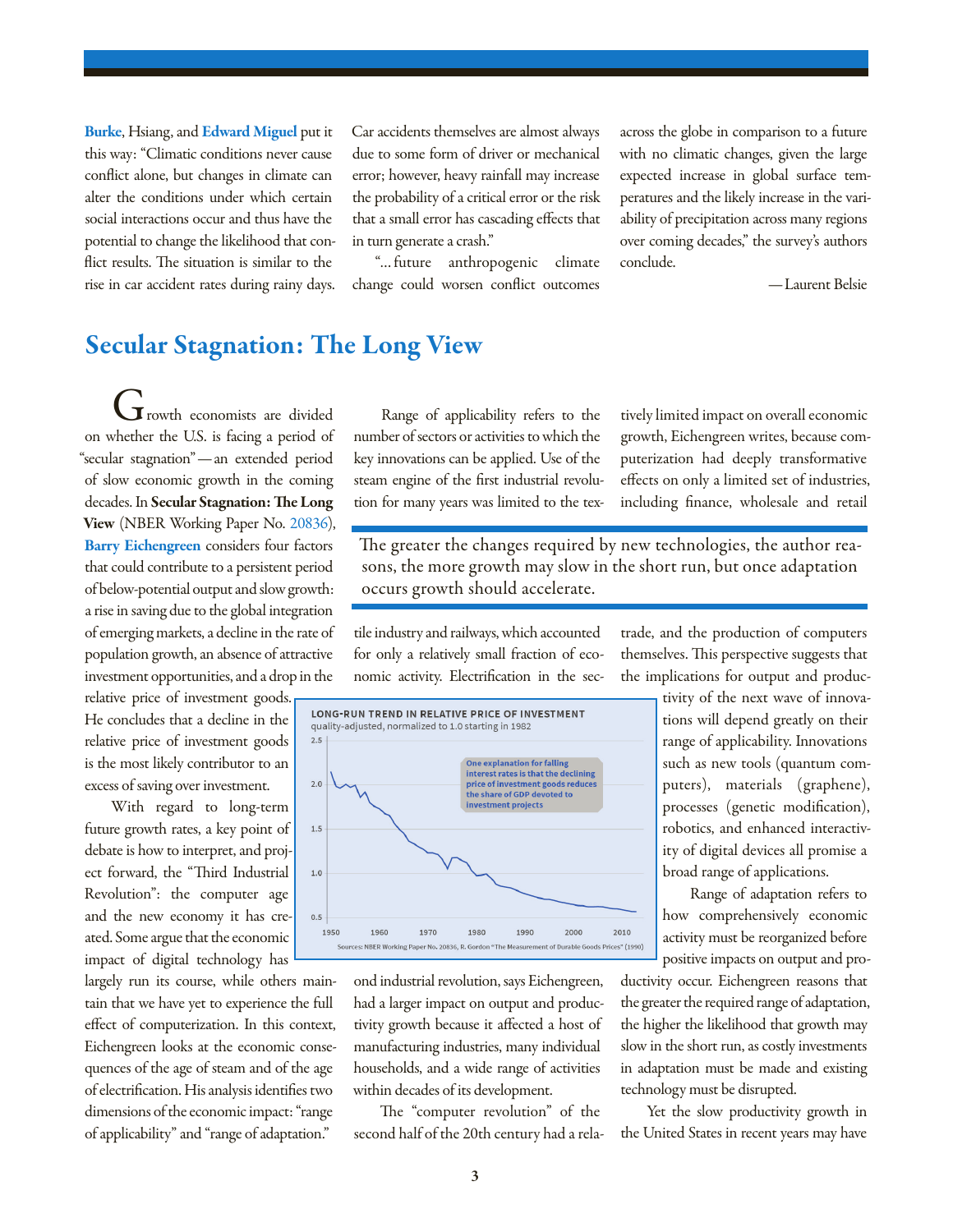Burke, Hsiang, and Edward Miguel put it this way: "Climatic conditions never cause conflict alone, but changes in climate can alter the conditions under which certain social interactions occur and thus have the potential to change the likelihood that conflict results. The situation is similar to the rise in car accident rates during rainy days. Car accidents themselves are almost always due to some form of driver or mechanical error; however, heavy rainfall may increase the probability of a critical error or the risk that a small error has cascading effects that in turn generate a crash."

"... future anthropogenic climate change could worsen conflict outcomes across the globe in comparison to a future with no climatic changes, given the large expected increase in global surface temperatures and the likely increase in the variability of precipitation across many regions over coming decades," the survey's authors conclude.

—Laurent Belsie

## Secular Stagnation: The Long View

Growth economists are divided on whether the U.S. is facing a period of "secular stagnation"—an extended period of slow economic growth in the coming decades. In **Secular Stagnation: The Long View** (NBER Working Paper No. 20836), Barry Eichengreen considers four factors that could contribute to a persistent period of below-potential output and slow growth: a rise in saving due to the global integration of emerging markets, a decline in the rate of population growth, an absence of attractive investment opportunities, and a drop in the relative price of investment goods. He concludes that a decline in the relative price of investment goods is the most likely contributor to an excess of saving over investment.

With regard to long-term future growth rates, a key point of debate is how to interpret, and project forward, the "Third Industrial Revolution": the computer age and the new economy it has created. Some argue that the economic impact of digital technology has largely run its course, while others maintain that we have yet to experience the full effect of computerization. In this context, Eichengreen looks at the economic consequences of the age of steam and of the age of electrification. His analysis identifies two dimensions of the economic impact: "range of applicability" and "range of adaptation."

Range of applicability refers to the number of sectors or activities to which the key innovations can be applied. Use of the steam engine of the first industrial revolution for many years was limited to the textile industry and railways, which accounted for only a relatively small fraction of economic activity. Electrification in the second industrial revolution, says Eichengreen, had a larger impact on output and productivity growth because it affected a host of manufacturing industries, many individual households, and a wide range of activities within decades of its development.

> The greater the changes required by new technologies, the author reasons, the more growth may slow in the short run, but once adaptation occurs growth should accelerate.

**LONG-RUN TREND IN RELATIVE PRICE OF INVESTMENT**
quality-adjusted, normalized to 1.0 starting in 1982

One explanation for falling interest rates is that the declining price of investment goods reduces the share of GDP devoted to investment projects

Sources: NBER Working Paper No. 20836, R. Gordon "The Measurement of Durable Goods Prices" (1990)

The "computer revolution" of the second half of the 20th century had a relatively limited impact on overall economic growth, Eichengreen writes, because computerization had deeply transformative effects on only a limited set of industries, including finance, wholesale and retail trade, and the production of computers themselves. This perspective suggests that the implications for output and productivity of the next wave of innovations will depend greatly on their range of applicability. Innovations such as new tools (quantum computers), materials (graphene), processes (genetic modification), robotics, and enhanced interactivity of digital devices all promise a broad range of applications.

Range of adaptation refers to how comprehensively economic activity must be reorganized before positive impacts on output and productivity occur. Eichengreen reasons that the greater the required range of adaptation, the higher the likelihood that growth may slow in the short run, as costly investments in adaptation must be made and existing technology must be disrupted.

Yet the slow productivity growth in the United States in recent years may have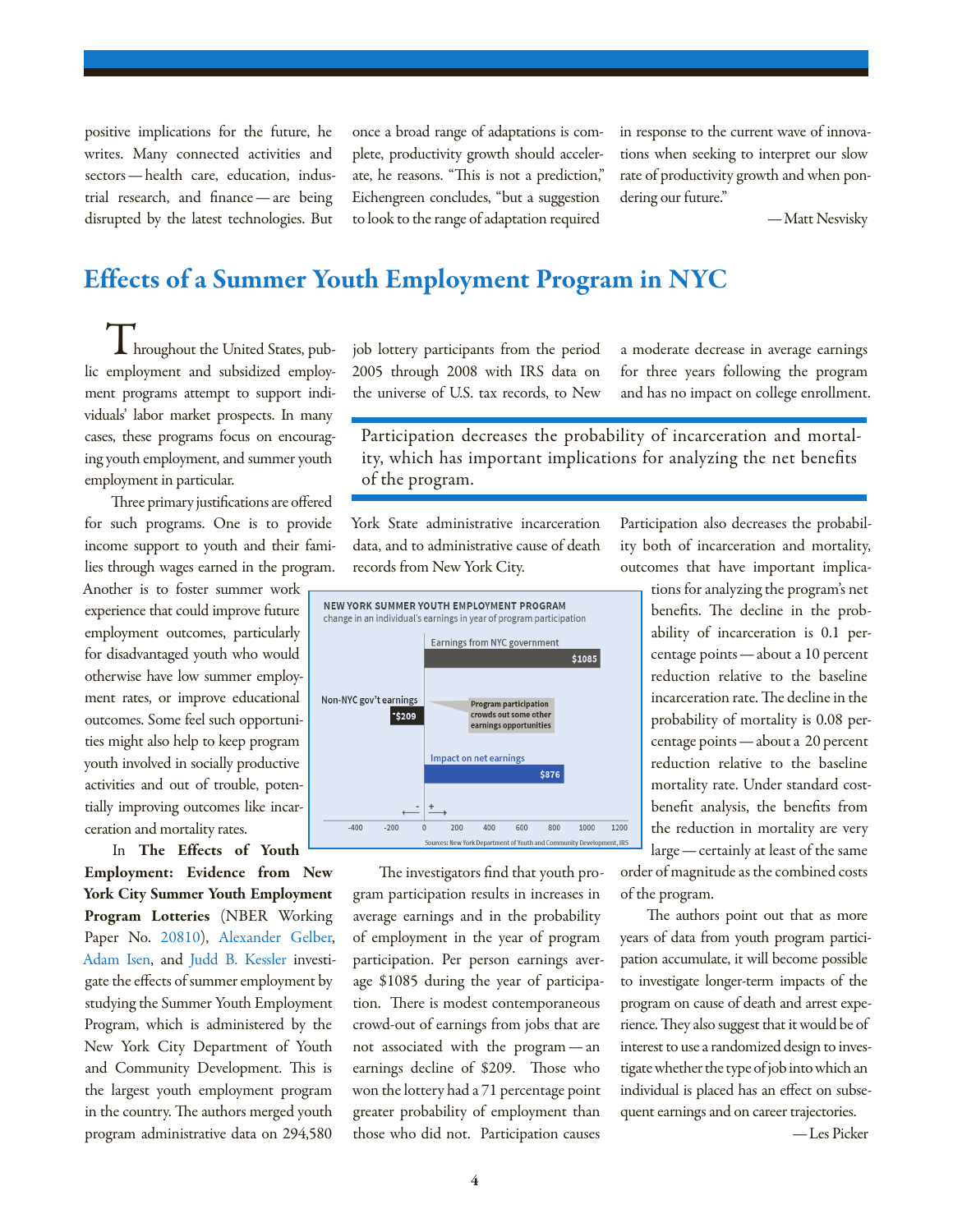positive implications for the future, he writes. Many connected activities and sectors — health care, education, industrial research, and finance — are being disrupted by the latest technologies. But once a broad range of adaptations is complete, productivity growth should accelerate, he reasons. "This is not a prediction," Eichengreen concludes, "but a suggestion to look to the range of adaptation required in response to the current wave of innovations when seeking to interpret our slow rate of productivity growth and when pondering our future."

— Matt Nesvisky

## Effects of a Summer Youth Employment Program in NYC

Throughout the United States, public employment and subsidized employment programs attempt to support individuals' labor market prospects. In many cases, these programs focus on encouraging youth employment, and summer youth employment in particular.

Three primary justifications are offered for such programs. One is to provide income support to youth and their families through wages earned in the program. Another is to foster summer work experience that could improve future employment outcomes, particularly for disadvantaged youth who would otherwise have low summer employment rates, or improve educational outcomes. Some feel such opportunities might also help to keep program youth involved in socially productive activities and out of trouble, potentially improving outcomes like incarceration and mortality rates.

In **The Effects of Youth Employment: Evidence from New York City Summer Youth Employment Program Lotteries** (NBER Working Paper No. 20810), Alexander Gelber, Adam Isen, and Judd B. Kessler investigate the effects of summer employment by studying the Summer Youth Employment Program, which is administered by the New York City Department of Youth and Community Development. This is the largest youth employment program in the country. The authors merged youth program administrative data on 294,580 job lottery participants from the period 2005 through 2008 with IRS data on the universe of U.S. tax records, to New York State administrative incarceration data, and to administrative cause of death records from New York City.

**NEW YORK SUMMER YOUTH EMPLOYMENT PROGRAM**
change in an individual's earnings in year of program participation

| | Change |
|---|---|
| Earnings from NYC government | $1085 |
| Non-NYC gov't earnings | -$209 |
| Impact on net earnings | $876 |

Program participation crowds out some other earnings opportunities

Sources: New York Department of Youth and Community Development, IRS

The investigators find that youth program participation results in increases in average earnings and in the probability of employment in the year of program participation. Per person earnings average $1085 during the year of participation. There is modest contemporaneous crowd-out of earnings from jobs that are not associated with the program — an earnings decline of $209. Those who won the lottery had a 71 percentage point greater probability of employment than those who did not. Participation causes a moderate decrease in average earnings for three years following the program and has no impact on college enrollment.

> Participation decreases the probability of incarceration and mortality, which has important implications for analyzing the net benefits of the program.

Participation also decreases the probability both of incarceration and mortality, outcomes that have important implications for analyzing the program's net benefits. The decline in the probability of incarceration is 0.1 percentage points — about a 10 percent reduction relative to the baseline incarceration rate. The decline in the probability of mortality is 0.08 percentage points — about a 20 percent reduction relative to the baseline mortality rate. Under standard cost-benefit analysis, the benefits from the reduction in mortality are very large — certainly at least of the same order of magnitude as the combined costs of the program.

The authors point out that as more years of data from youth program participation accumulate, it will become possible to investigate longer-term impacts of the program on cause of death and arrest experience. They also suggest that it would be of interest to use a randomized design to investigate whether the type of job into which an individual is placed has an effect on subsequent earnings and on career trajectories.

— Les Picker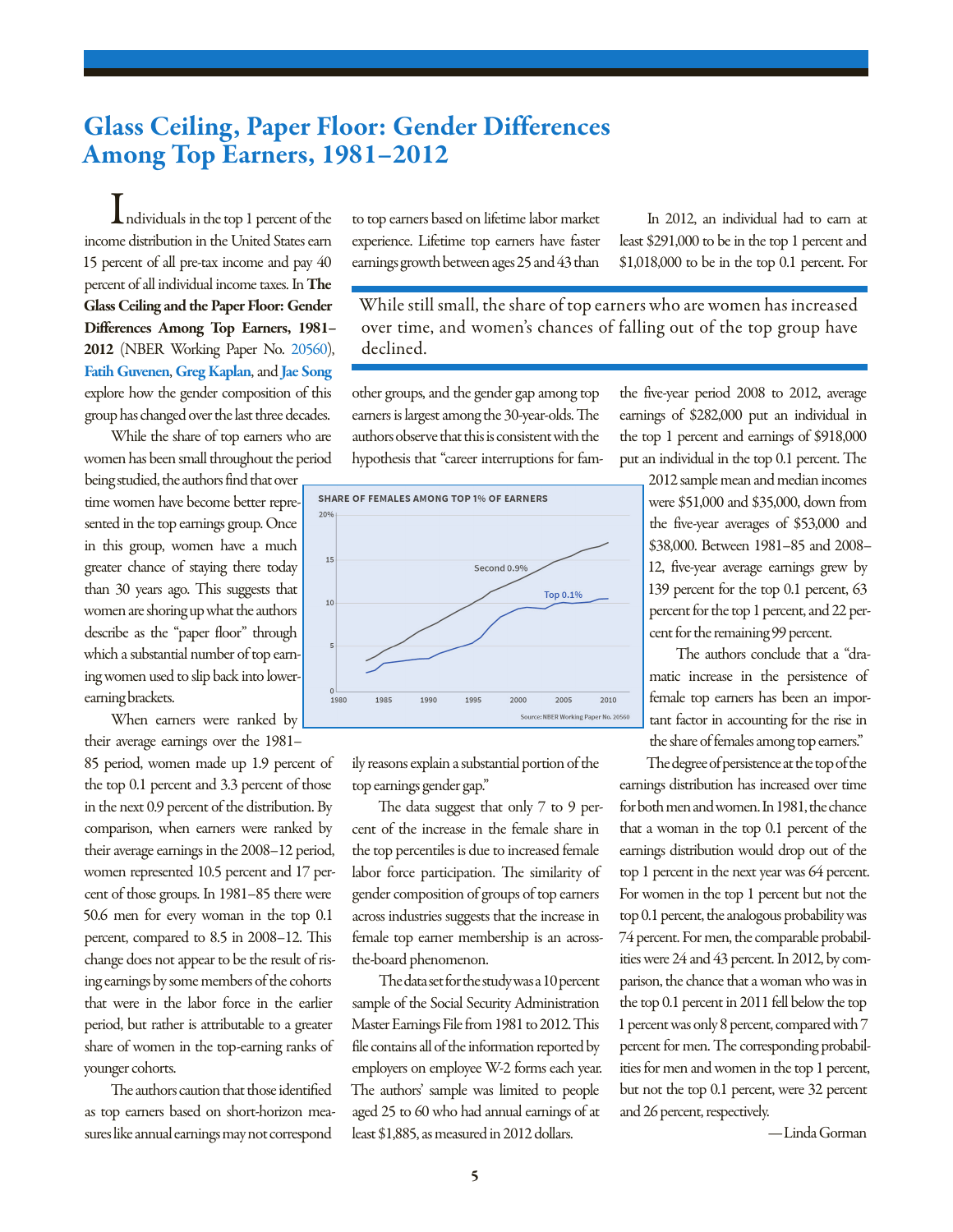# Glass Ceiling, Paper Floor: Gender Differences Among Top Earners, 1981–2012

Individuals in the top 1 percent of the income distribution in the United States earn 15 percent of all pre-tax income and pay 40 percent of all individual income taxes. In **The Glass Ceiling and the Paper Floor: Gender Differences Among Top Earners, 1981–2012** (NBER Working Paper No. 20560), **Fatih Guvenen**, **Greg Kaplan**, and **Jae Song** explore how the gender composition of this group has changed over the last three decades.

While the share of top earners who are women has been small throughout the period being studied, the authors find that over time women have become better represented in the top earnings group. Once in this group, women have a much greater chance of staying there today than 30 years ago. This suggests that women are shoring up what the authors describe as the "paper floor" through which a substantial number of top earning women used to slip back into lower-earning brackets.

When earners were ranked by their average earnings over the 1981–85 period, women made up 1.9 percent of the top 0.1 percent and 3.3 percent of those in the next 0.9 percent of the distribution. By comparison, when earners were ranked by their average earnings in the 2008–12 period, women represented 10.5 percent and 17 percent of those groups. In 1981–85 there were 50.6 men for every woman in the top 0.1 percent, compared to 8.5 in 2008–12. This change does not appear to be the result of rising earnings by some members of the cohorts that were in the labor force in the earlier period, but rather is attributable to a greater share of women in the top-earning ranks of younger cohorts.

The authors caution that those identified as top earners based on short-horizon measures like annual earnings may not correspond to top earners based on lifetime labor market experience. Lifetime top earners have faster earnings growth between ages 25 and 43 than other groups, and the gender gap among top earners is largest among the 30-year-olds. The authors observe that this is consistent with the hypothesis that "career interruptions for family reasons explain a substantial portion of the top earnings gender gap."

> While still small, the share of top earners who are women has increased over time, and women's chances of falling out of the top group have declined.

SHARE OF FEMALES AMONG TOP 1% OF EARNERS

Source: NBER Working Paper No. 20560

The data suggest that only 7 to 9 percent of the increase in the female share in the top percentiles is due to increased female labor force participation. The similarity of gender composition of groups of top earners across industries suggests that the increase in female top earner membership is an across-the-board phenomenon.

The data set for the study was a 10 percent sample of the Social Security Administration Master Earnings File from 1981 to 2012. This file contains all of the information reported by employers on employee W-2 forms each year. The authors' sample was limited to people aged 25 to 60 who had annual earnings of at least $1,885, as measured in 2012 dollars.

In 2012, an individual had to earn at least $291,000 to be in the top 1 percent and $1,018,000 to be in the top 0.1 percent. For the five-year period 2008 to 2012, average earnings of $282,000 put an individual in the top 1 percent and earnings of $918,000 put an individual in the top 0.1 percent. The 2012 sample mean and median incomes were $51,000 and $35,000, down from the five-year averages of $53,000 and $38,000. Between 1981–85 and 2008–12, five-year average earnings grew by 139 percent for the top 0.1 percent, 63 percent for the top 1 percent, and 22 percent for the remaining 99 percent.

The authors conclude that a "dramatic increase in the persistence of female top earners has been an important factor in accounting for the rise in the share of females among top earners."

The degree of persistence at the top of the earnings distribution has increased over time for both men and women. In 1981, the chance that a woman in the top 0.1 percent of the earnings distribution would drop out of the top 1 percent in the next year was 64 percent. For women in the top 1 percent but not the top 0.1 percent, the analogous probability was 74 percent. For men, the comparable probabilities were 24 and 43 percent. In 2012, by comparison, the chance that a woman who was in the top 0.1 percent in 2011 fell below the top 1 percent was only 8 percent, compared with 7 percent for men. The corresponding probabilities for men and women in the top 1 percent, but not the top 0.1 percent, were 32 percent and 26 percent, respectively.

—Linda Gorman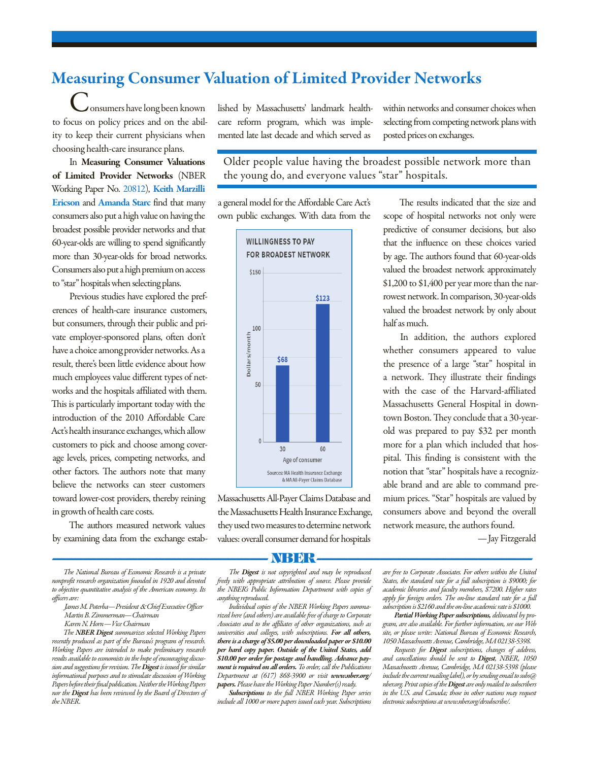# Measuring Consumer Valuation of Limited Provider Networks

Consumers have long been known to focus on policy prices and on the ability to keep their current physicians when choosing health-care insurance plans.

In **Measuring Consumer Valuations of Limited Provider Networks** (NBER Working Paper No. 20812), **Keith Marzilli Ericson** and **Amanda Starc** find that many consumers also put a high value on having the broadest possible provider networks and that 60-year-olds are willing to spend significantly more than 30-year-olds for broad networks. Consumers also put a high premium on access to "star" hospitals when selecting plans.

Previous studies have explored the preferences of health-care insurance customers, but consumers, through their public and private employer-sponsored plans, often don't have a choice among provider networks. As a result, there's been little evidence about how much employees value different types of networks and the hospitals affiliated with them. This is particularly important today with the introduction of the 2010 Affordable Care Act's health insurance exchanges, which allow customers to pick and choose among coverage levels, prices, competing networks, and other factors. The authors note that many believe the networks can steer customers toward lower-cost providers, thereby reining in growth of health care costs.

The authors measured network values by examining data from the exchange established by Massachusetts' landmark health-care reform program, which was implemented late last decade and which served as a general model for the Affordable Care Act's own public exchanges. With data from the Massachusetts All-Payer Claims Database and the Massachusetts Health Insurance Exchange, they used two measures to determine network values: overall consumer demand for hospitals within networks and consumer choices when selecting from competing network plans with posted prices on exchanges.

> Older people value having the broadest possible network more than the young do, and everyone values "star" hospitals.

WILLINGNESS TO PAY FOR BROADEST NETWORK

$150
100
50
0
Dollars/month
$68
$123
30
60
Age of consumer
Sources: MA Health Insurance Exchange & MA All-Payer Claims Database

The results indicated that the size and scope of hospital networks not only were predictive of consumer decisions, but also that the influence on these choices varied by age. The authors found that 60-year-olds valued the broadest network approximately $1,200 to $1,400 per year more than the narrowest network. In comparison, 30-year-olds valued the broadest network by only about half as much.

In addition, the authors explored whether consumers appeared to value the presence of a large "star" hospital in a network. They illustrate their findings with the case of the Harvard-affiliated Massachusetts General Hospital in downtown Boston. They conclude that a 30-year-old was prepared to pay $32 per month more for a plan which included that hospital. This finding is consistent with the notion that "star" hospitals have a recognizable brand and are able to command premium prices. "Star" hospitals are valued by consumers above and beyond the overall network measure, the authors found.

—Jay Fitzgerald

---

NBER

*The National Bureau of Economic Research is a private nonprofit research organization founded in 1920 and devoted to objective quantitative analysis of the American economy. Its officers are:*

*James M. Poterba—President & Chief Executive Officer*
*Martin B. Zimmerman—Chairman*
*Karen N. Horn—Vice Chairman*

*The **NBER Digest** summarizes selected Working Papers recently produced as part of the Bureau's program of research. Working Papers are intended to make preliminary research results available to economists in the hope of encouraging discussion and suggestions for revision. The **Digest** is issued for similar informational purposes and to stimulate discussion of Working Papers before their final publication. Neither the Working Papers nor the **Digest** has been reviewed by the Board of Directors of the NBER.*

*The **Digest** is not copyrighted and may be reproduced freely with appropriate attribution of source. Please provide the NBER's Public Information Department with copies of anything reproduced.*

*Individual copies of the NBER Working Papers summarized here (and others) are available free of charge to Corporate Associates and to the affiliates of other organizations, such as universities and colleges, with subscriptions. **For all others, there is a charge of $5.00 per downloaded paper or $10.00 per hard copy paper. Outside of the United States, add $10.00 per order for postage and handling. Advance payment is required on all orders.** To order, call the Publications Department at (617) 868-3900 or visit **www.nber.org/papers.** Please have the Working Paper Number(s) ready.*

***Subscriptions** to the full NBER Working Paper series include all 1000 or more papers issued each year. Subscriptions are free to Corporate Associates. For others within the United States, the standard rate for a full subscription is $9000; for academic libraries and faculty members, $7200. Higher rates apply for foreign orders. The on-line standard rate for a full subscription is $2160 and the on-line academic rate is $1000.*

***Partial Working Paper subscriptions,** delineated by program, are also available. For further information, see our Web site, or please write: National Bureau of Economic Research, 1050 Massachusetts Avenue, Cambridge, MA 02138-5398.*

*Requests for **Digest** subscriptions, changes of address, and cancellations should be sent to **Digest**, NBER, 1050 Massachusetts Avenue, Cambridge, MA 02138-5398 (please include the current mailing label), or by sending email to subs@nber.org. Print copies of the **Digest** are only mailed to subscribers in the U.S. and Canada; those in other nations may request electronic subscriptions at www.nber.org/drsubscribe/.*